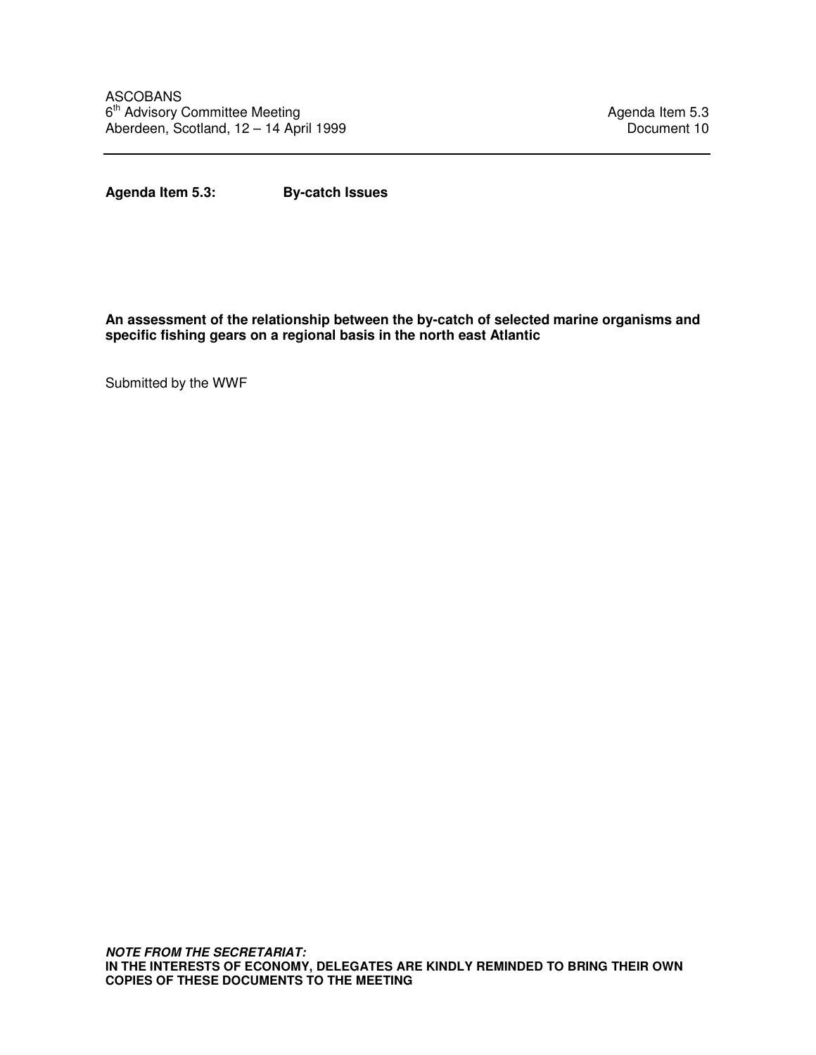ASCOBANS
6th Advisory Committee Meeting
Aberdeen, Scotland, 12 – 14 April 1999

Agenda Item 5.3
Document 10

---

**Agenda Item 5.3: By-catch Issues**

**An assessment of the relationship between the by-catch of selected marine organisms and specific fishing gears on a regional basis in the north east Atlantic**

Submitted by the WWF

***NOTE FROM THE SECRETARIAT:***
**IN THE INTERESTS OF ECONOMY, DELEGATES ARE KINDLY REMINDED TO BRING THEIR OWN COPIES OF THESE DOCUMENTS TO THE MEETING**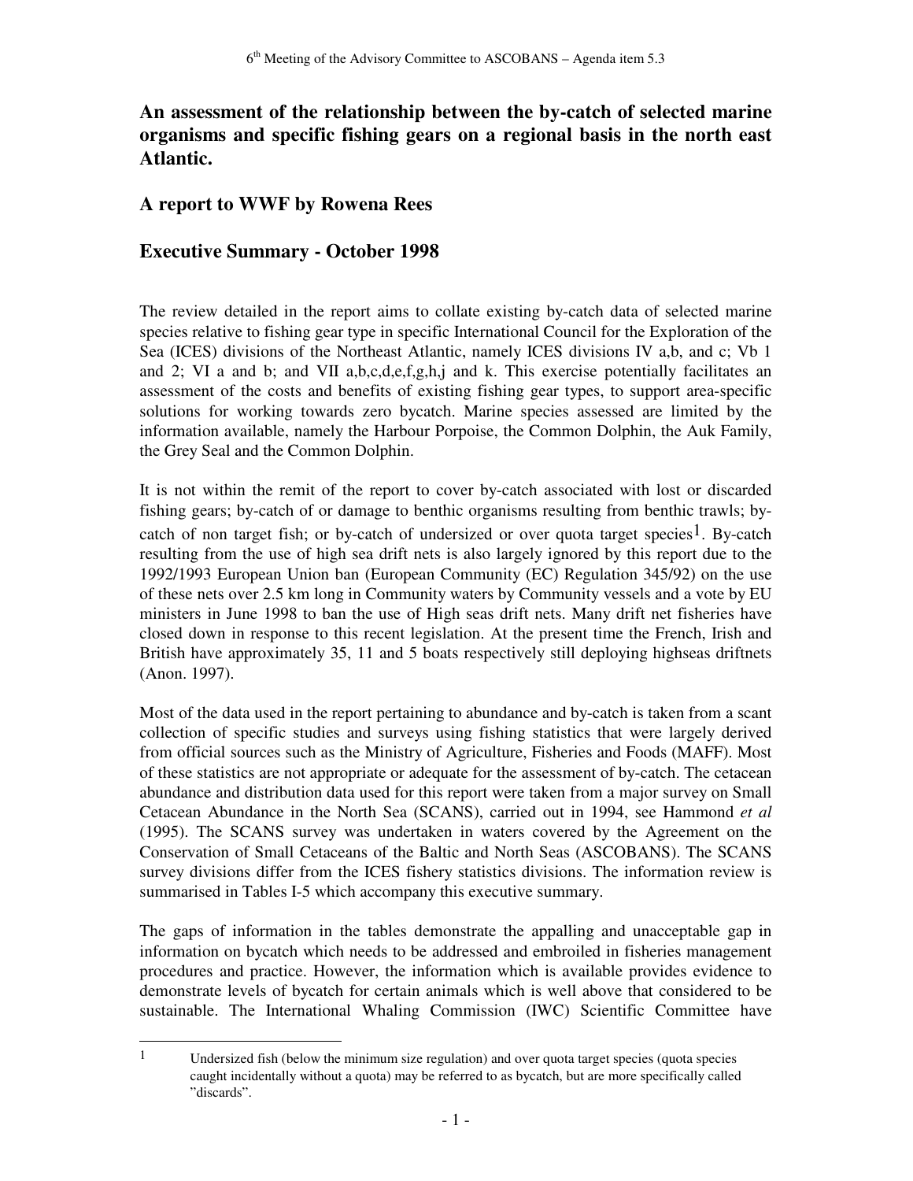**An assessment of the relationship between the by-catch of selected marine organisms and specific fishing gears on a regional basis in the north east Atlantic.**

## A report to WWF by Rowena Rees

## Executive Summary - October 1998

The review detailed in the report aims to collate existing by-catch data of selected marine species relative to fishing gear type in specific International Council for the Exploration of the Sea (ICES) divisions of the Northeast Atlantic, namely ICES divisions IV a,b, and c; Vb 1 and 2; VI a and b; and VII a,b,c,d,e,f,g,h,j and k. This exercise potentially facilitates an assessment of the costs and benefits of existing fishing gear types, to support area-specific solutions for working towards zero bycatch. Marine species assessed are limited by the information available, namely the Harbour Porpoise, the Common Dolphin, the Auk Family, the Grey Seal and the Common Dolphin.

It is not within the remit of the report to cover by-catch associated with lost or discarded fishing gears; by-catch of or damage to benthic organisms resulting from benthic trawls; by-catch of non target fish; or by-catch of undersized or over quota target species[1]. By-catch resulting from the use of high sea drift nets is also largely ignored by this report due to the 1992/1993 European Union ban (European Community (EC) Regulation 345/92) on the use of these nets over 2.5 km long in Community waters by Community vessels and a vote by EU ministers in June 1998 to ban the use of High seas drift nets. Many drift net fisheries have closed down in response to this recent legislation. At the present time the French, Irish and British have approximately 35, 11 and 5 boats respectively still deploying highseas driftnets (Anon. 1997).

Most of the data used in the report pertaining to abundance and by-catch is taken from a scant collection of specific studies and surveys using fishing statistics that were largely derived from official sources such as the Ministry of Agriculture, Fisheries and Foods (MAFF). Most of these statistics are not appropriate or adequate for the assessment of by-catch. The cetacean abundance and distribution data used for this report were taken from a major survey on Small Cetacean Abundance in the North Sea (SCANS), carried out in 1994, see Hammond *et al* (1995). The SCANS survey was undertaken in waters covered by the Agreement on the Conservation of Small Cetaceans of the Baltic and North Seas (ASCOBANS). The SCANS survey divisions differ from the ICES fishery statistics divisions. The information review is summarised in Tables I-5 which accompany this executive summary.

The gaps of information in the tables demonstrate the appalling and unacceptable gap in information on bycatch which needs to be addressed and embroiled in fisheries management procedures and practice. However, the information which is available provides evidence to demonstrate levels of bycatch for certain animals which is well above that considered to be sustainable. The International Whaling Commission (IWC) Scientific Committee have

---

[1] Undersized fish (below the minimum size regulation) and over quota target species (quota species caught incidentally without a quota) may be referred to as bycatch, but are more specifically called "discards".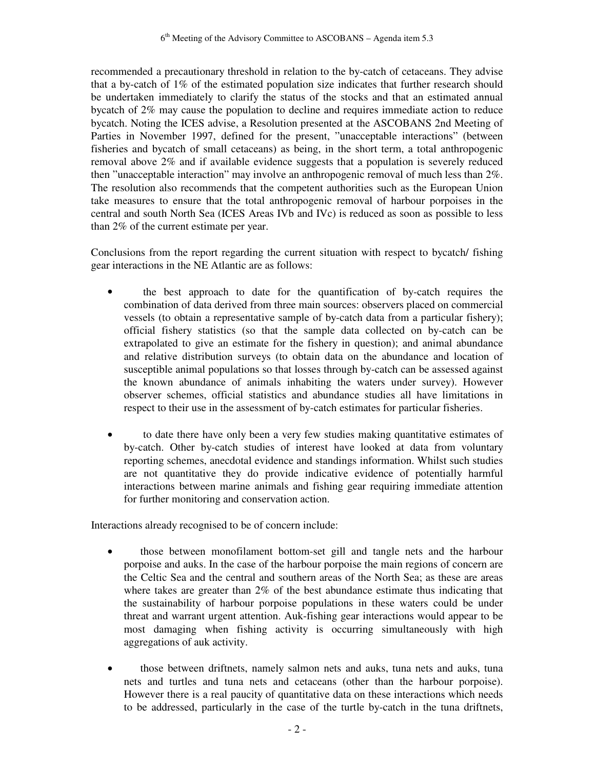recommended a precautionary threshold in relation to the by-catch of cetaceans. They advise that a by-catch of 1% of the estimated population size indicates that further research should be undertaken immediately to clarify the status of the stocks and that an estimated annual bycatch of 2% may cause the population to decline and requires immediate action to reduce bycatch. Noting the ICES advise, a Resolution presented at the ASCOBANS 2nd Meeting of Parties in November 1997, defined for the present, "unacceptable interactions" (between fisheries and bycatch of small cetaceans) as being, in the short term, a total anthropogenic removal above 2% and if available evidence suggests that a population is severely reduced then "unacceptable interaction" may involve an anthropogenic removal of much less than 2%. The resolution also recommends that the competent authorities such as the European Union take measures to ensure that the total anthropogenic removal of harbour porpoises in the central and south North Sea (ICES Areas IVb and IVc) is reduced as soon as possible to less than 2% of the current estimate per year.

Conclusions from the report regarding the current situation with respect to bycatch/ fishing gear interactions in the NE Atlantic are as follows:

- the best approach to date for the quantification of by-catch requires the combination of data derived from three main sources: observers placed on commercial vessels (to obtain a representative sample of by-catch data from a particular fishery); official fishery statistics (so that the sample data collected on by-catch can be extrapolated to give an estimate for the fishery in question); and animal abundance and relative distribution surveys (to obtain data on the abundance and location of susceptible animal populations so that losses through by-catch can be assessed against the known abundance of animals inhabiting the waters under survey). However observer schemes, official statistics and abundance studies all have limitations in respect to their use in the assessment of by-catch estimates for particular fisheries.

- to date there have only been a very few studies making quantitative estimates of by-catch. Other by-catch studies of interest have looked at data from voluntary reporting schemes, anecdotal evidence and standings information. Whilst such studies are not quantitative they do provide indicative evidence of potentially harmful interactions between marine animals and fishing gear requiring immediate attention for further monitoring and conservation action.

Interactions already recognised to be of concern include:

- those between monofilament bottom-set gill and tangle nets and the harbour porpoise and auks. In the case of the harbour porpoise the main regions of concern are the Celtic Sea and the central and southern areas of the North Sea; as these are areas where takes are greater than 2% of the best abundance estimate thus indicating that the sustainability of harbour porpoise populations in these waters could be under threat and warrant urgent attention. Auk-fishing gear interactions would appear to be most damaging when fishing activity is occurring simultaneously with high aggregations of auk activity.

- those between driftnets, namely salmon nets and auks, tuna nets and auks, tuna nets and turtles and tuna nets and cetaceans (other than the harbour porpoise). However there is a real paucity of quantitative data on these interactions which needs to be addressed, particularly in the case of the turtle by-catch in the tuna driftnets,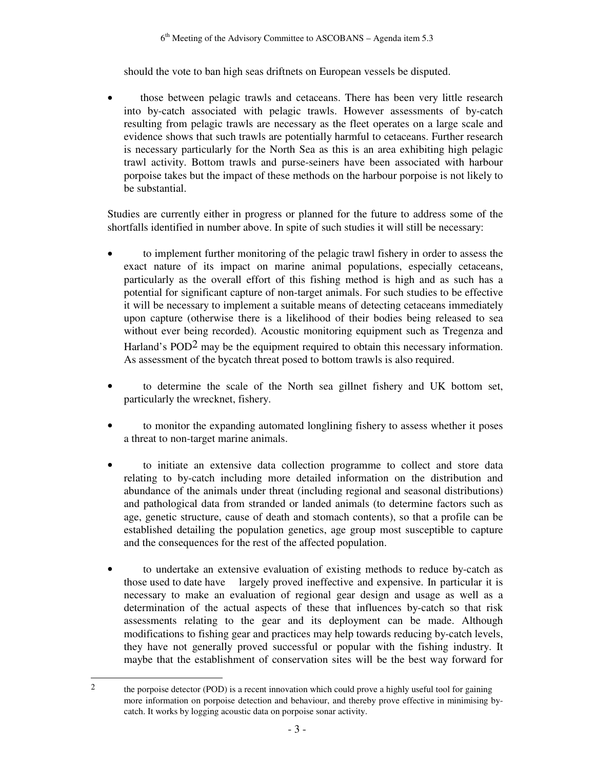should the vote to ban high seas driftnets on European vessels be disputed.

- those between pelagic trawls and cetaceans. There has been very little research into by-catch associated with pelagic trawls. However assessments of by-catch resulting from pelagic trawls are necessary as the fleet operates on a large scale and evidence shows that such trawls are potentially harmful to cetaceans. Further research is necessary particularly for the North Sea as this is an area exhibiting high pelagic trawl activity. Bottom trawls and purse-seiners have been associated with harbour porpoise takes but the impact of these methods on the harbour porpoise is not likely to be substantial.

Studies are currently either in progress or planned for the future to address some of the shortfalls identified in number above. In spite of such studies it will still be necessary:

- to implement further monitoring of the pelagic trawl fishery in order to assess the exact nature of its impact on marine animal populations, especially cetaceans, particularly as the overall effort of this fishing method is high and as such has a potential for significant capture of non-target animals. For such studies to be effective it will be necessary to implement a suitable means of detecting cetaceans immediately upon capture (otherwise there is a likelihood of their bodies being released to sea without ever being recorded). Acoustic monitoring equipment such as Tregenza and Harland's POD[2] may be the equipment required to obtain this necessary information. As assessment of the bycatch threat posed to bottom trawls is also required.

- to determine the scale of the North sea gillnet fishery and UK bottom set, particularly the wrecknet, fishery.

- to monitor the expanding automated longlining fishery to assess whether it poses a threat to non-target marine animals.

- to initiate an extensive data collection programme to collect and store data relating to by-catch including more detailed information on the distribution and abundance of the animals under threat (including regional and seasonal distributions) and pathological data from stranded or landed animals (to determine factors such as age, genetic structure, cause of death and stomach contents), so that a profile can be established detailing the population genetics, age group most susceptible to capture and the consequences for the rest of the affected population.

- to undertake an extensive evaluation of existing methods to reduce by-catch as those used to date have largely proved ineffective and expensive. In particular it is necessary to make an evaluation of regional gear design and usage as well as a determination of the actual aspects of these that influences by-catch so that risk assessments relating to the gear and its deployment can be made. Although modifications to fishing gear and practices may help towards reducing by-catch levels, they have not generally proved successful or popular with the fishing industry. It maybe that the establishment of conservation sites will be the best way forward for

[2] the porpoise detector (POD) is a recent innovation which could prove a highly useful tool for gaining more information on porpoise detection and behaviour, and thereby prove effective in minimising by-catch. It works by logging acoustic data on porpoise sonar activity.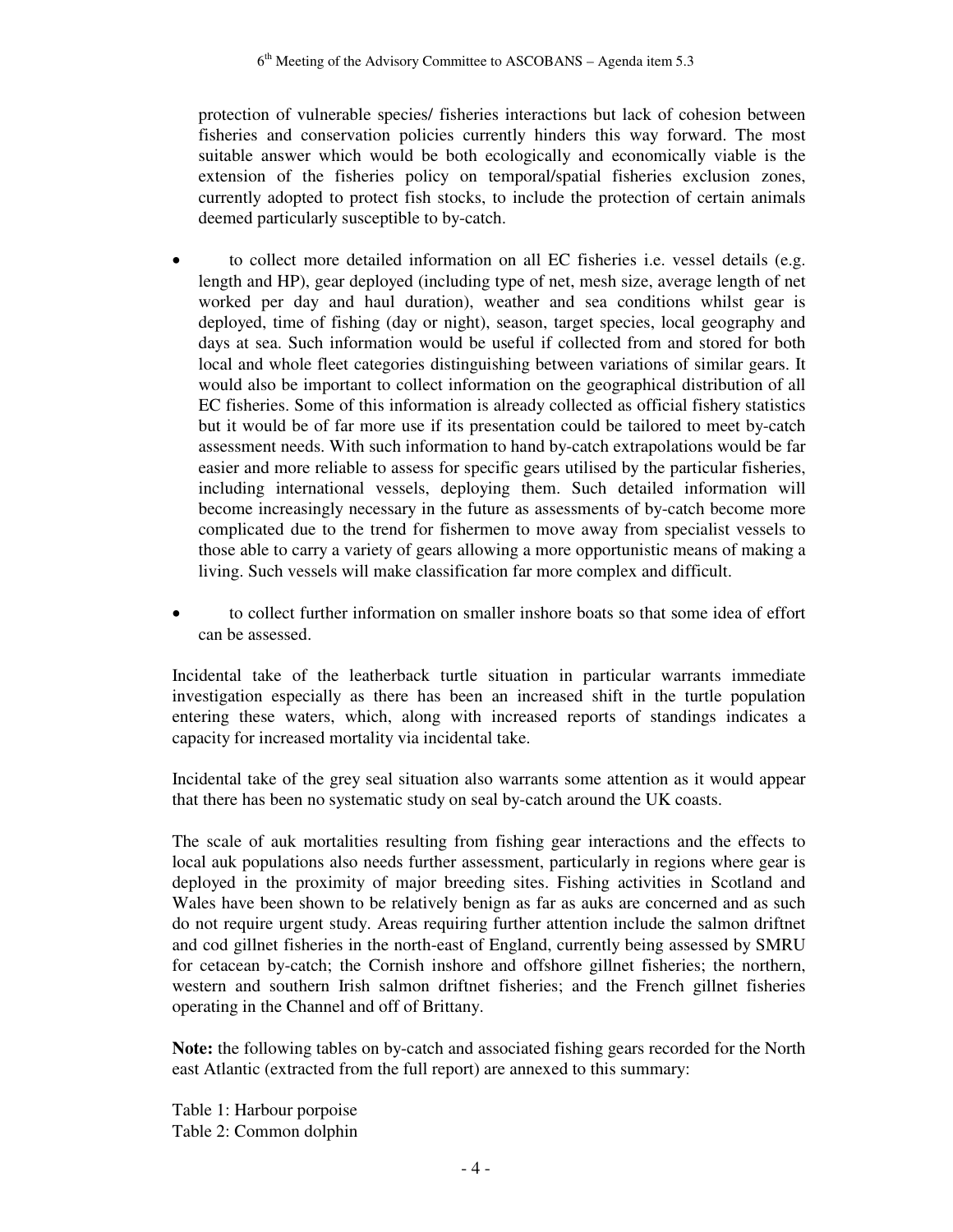protection of vulnerable species/ fisheries interactions but lack of cohesion between fisheries and conservation policies currently hinders this way forward. The most suitable answer which would be both ecologically and economically viable is the extension of the fisheries policy on temporal/spatial fisheries exclusion zones, currently adopted to protect fish stocks, to include the protection of certain animals deemed particularly susceptible to by-catch.

- to collect more detailed information on all EC fisheries i.e. vessel details (e.g. length and HP), gear deployed (including type of net, mesh size, average length of net worked per day and haul duration), weather and sea conditions whilst gear is deployed, time of fishing (day or night), season, target species, local geography and days at sea. Such information would be useful if collected from and stored for both local and whole fleet categories distinguishing between variations of similar gears. It would also be important to collect information on the geographical distribution of all EC fisheries. Some of this information is already collected as official fishery statistics but it would be of far more use if its presentation could be tailored to meet by-catch assessment needs. With such information to hand by-catch extrapolations would be far easier and more reliable to assess for specific gears utilised by the particular fisheries, including international vessels, deploying them. Such detailed information will become increasingly necessary in the future as assessments of by-catch become more complicated due to the trend for fishermen to move away from specialist vessels to those able to carry a variety of gears allowing a more opportunistic means of making a living. Such vessels will make classification far more complex and difficult.

- to collect further information on smaller inshore boats so that some idea of effort can be assessed.

Incidental take of the leatherback turtle situation in particular warrants immediate investigation especially as there has been an increased shift in the turtle population entering these waters, which, along with increased reports of standings indicates a capacity for increased mortality via incidental take.

Incidental take of the grey seal situation also warrants some attention as it would appear that there has been no systematic study on seal by-catch around the UK coasts.

The scale of auk mortalities resulting from fishing gear interactions and the effects to local auk populations also needs further assessment, particularly in regions where gear is deployed in the proximity of major breeding sites. Fishing activities in Scotland and Wales have been shown to be relatively benign as far as auks are concerned and as such do not require urgent study. Areas requiring further attention include the salmon driftnet and cod gillnet fisheries in the north-east of England, currently being assessed by SMRU for cetacean by-catch; the Cornish inshore and offshore gillnet fisheries; the northern, western and southern Irish salmon driftnet fisheries; and the French gillnet fisheries operating in the Channel and off of Brittany.

**Note:** the following tables on by-catch and associated fishing gears recorded for the North east Atlantic (extracted from the full report) are annexed to this summary:

Table 1: Harbour porpoise
Table 2: Common dolphin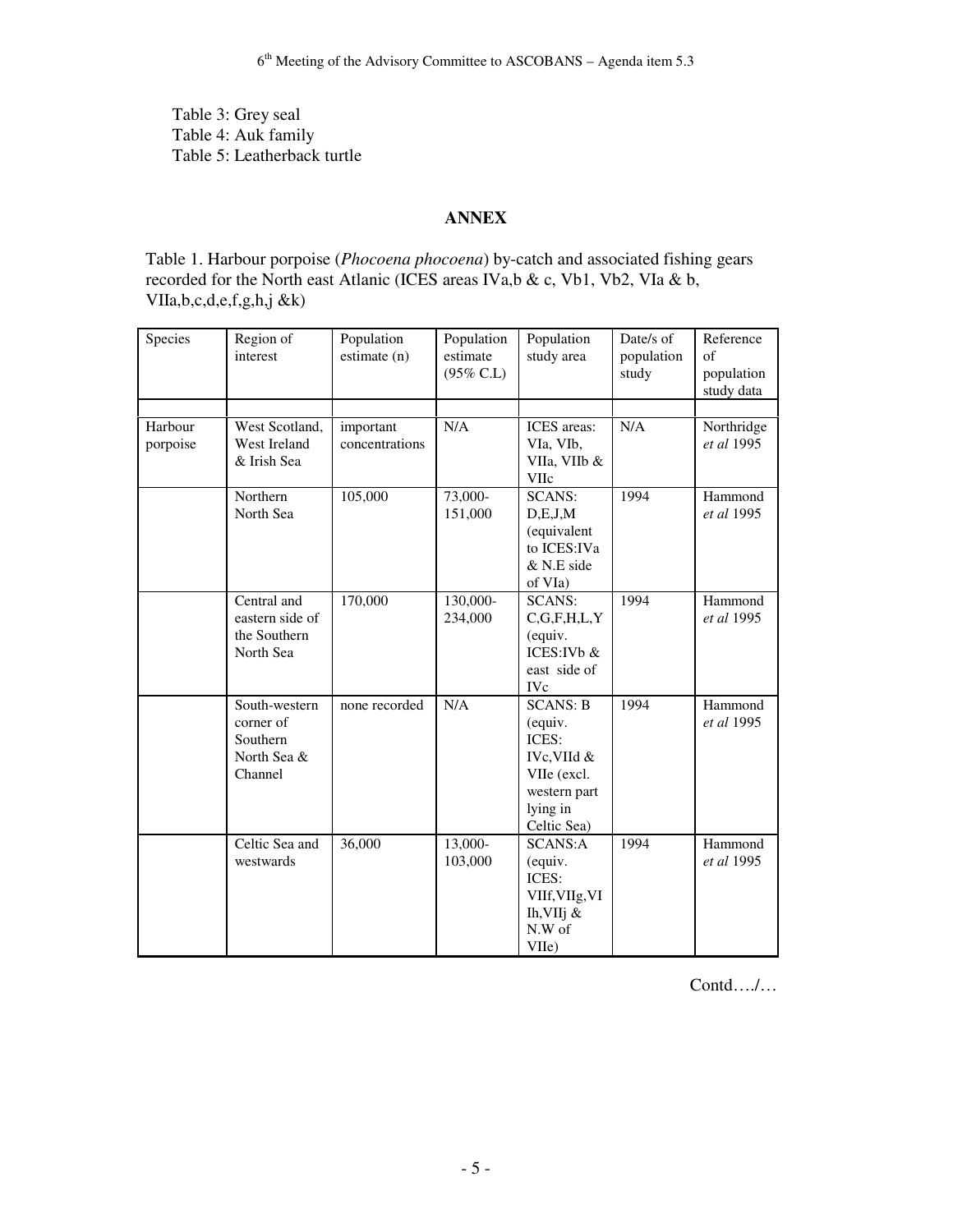Table 3: Grey seal
Table 4: Auk family
Table 5: Leatherback turtle

## ANNEX

Table 1. Harbour porpoise (*Phocoena phocoena*) by-catch and associated fishing gears recorded for the North east Atlanic (ICES areas IVa,b & c, Vb1, Vb2, VIa & b, VIIa,b,c,d,e,f,g,h,j &k)

| Species | Region of interest | Population estimate (n) | Population estimate (95% C.L) | Population study area | Date/s of population study | Reference of population study data |
|---|---|---|---|---|---|---|
| | | | | | | |
| Harbour porpoise | West Scotland, West Ireland & Irish Sea | important concentrations | N/A | ICES areas: VIa, VIb, VIIa, VIIb & VIIc | N/A | Northridge *et al* 1995 |
| | Northern North Sea | 105,000 | 73,000-151,000 | SCANS: D,E,J,M (equivalent to ICES:IVa & N.E side of VIa) | 1994 | Hammond *et al* 1995 |
| | Central and eastern side of the Southern North Sea | 170,000 | 130,000-234,000 | SCANS: C,G,F,H,L,Y (equiv. ICES:IVb & east side of IVc | 1994 | Hammond *et al* 1995 |
| | South-western corner of Southern North Sea & Channel | none recorded | N/A | SCANS: B (equiv. ICES: IVc,VIId & VIIe (excl. western part lying in Celtic Sea) | 1994 | Hammond *et al* 1995 |
| | Celtic Sea and westwards | 36,000 | 13,000-103,000 | SCANS:A (equiv. ICES: VIIf,VIIg,VIIh,VIIj & N.W of VIIe) | 1994 | Hammond *et al* 1995 |

Contd…./…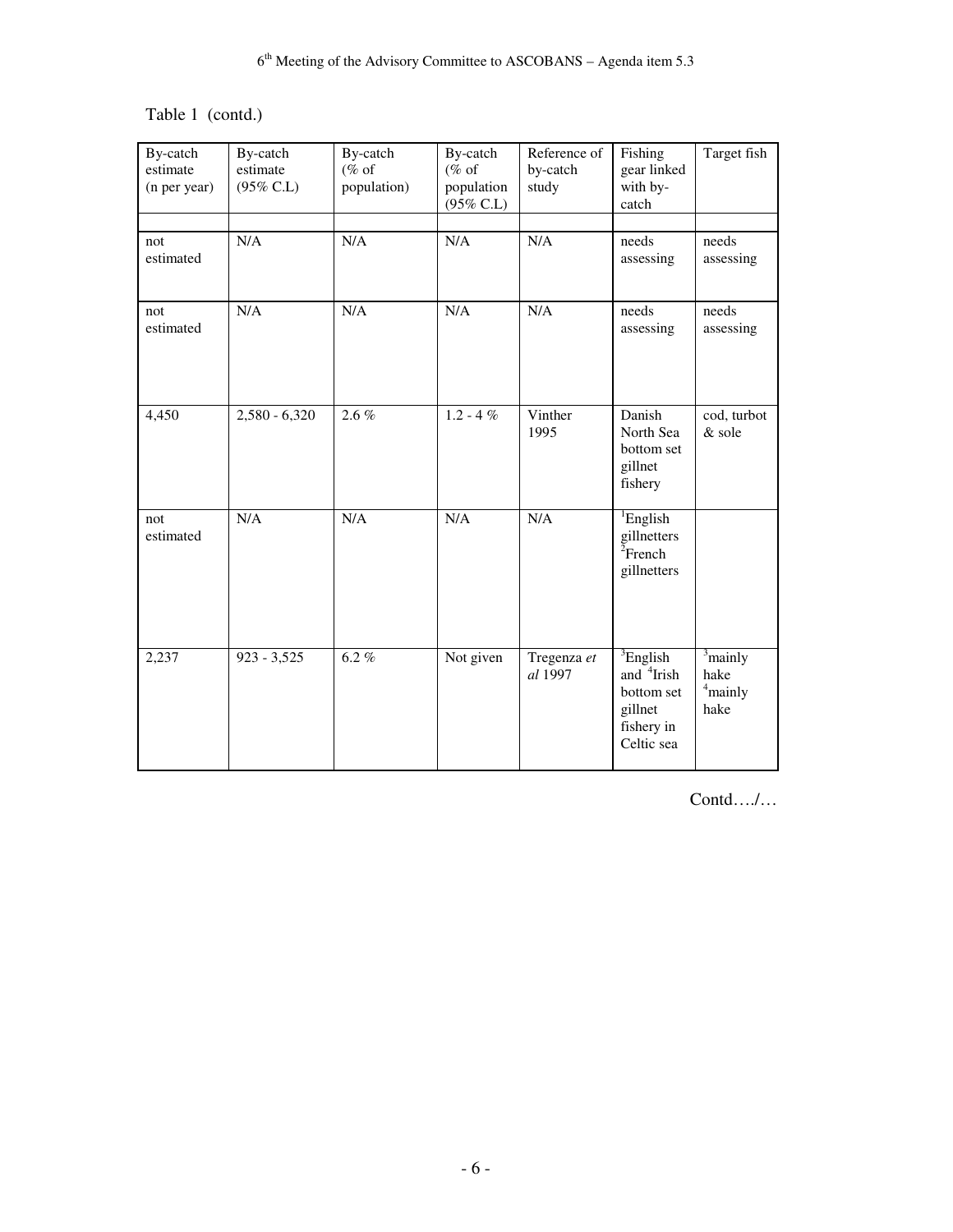Table 1 (contd.)

| By-catch estimate (n per year) | By-catch estimate (95% C.L) | By-catch (% of population) | By-catch (% of population (95% C.L) | Reference of by-catch study | Fishing gear linked with by-catch | Target fish |
|---|---|---|---|---|---|---|
| | | | | | | |
| not estimated | N/A | N/A | N/A | N/A | needs assessing | needs assessing |
| not estimated | N/A | N/A | N/A | N/A | needs assessing | needs assessing |
| 4,450 | 2,580 - 6,320 | 2.6 % | 1.2 - 4 % | Vinther 1995 | Danish North Sea bottom set gillnet fishery | cod, turbot & sole |
| not estimated | N/A | N/A | N/A | N/A | [1]English gillnetters [2]French gillnetters | |
| 2,237 | 923 - 3,525 | 6.2 % | Not given | Tregenza *et al* 1997 | [3]English and [4]Irish bottom set gillnet fishery in Celtic sea | [3]mainly hake [4]mainly hake |

Contd…./…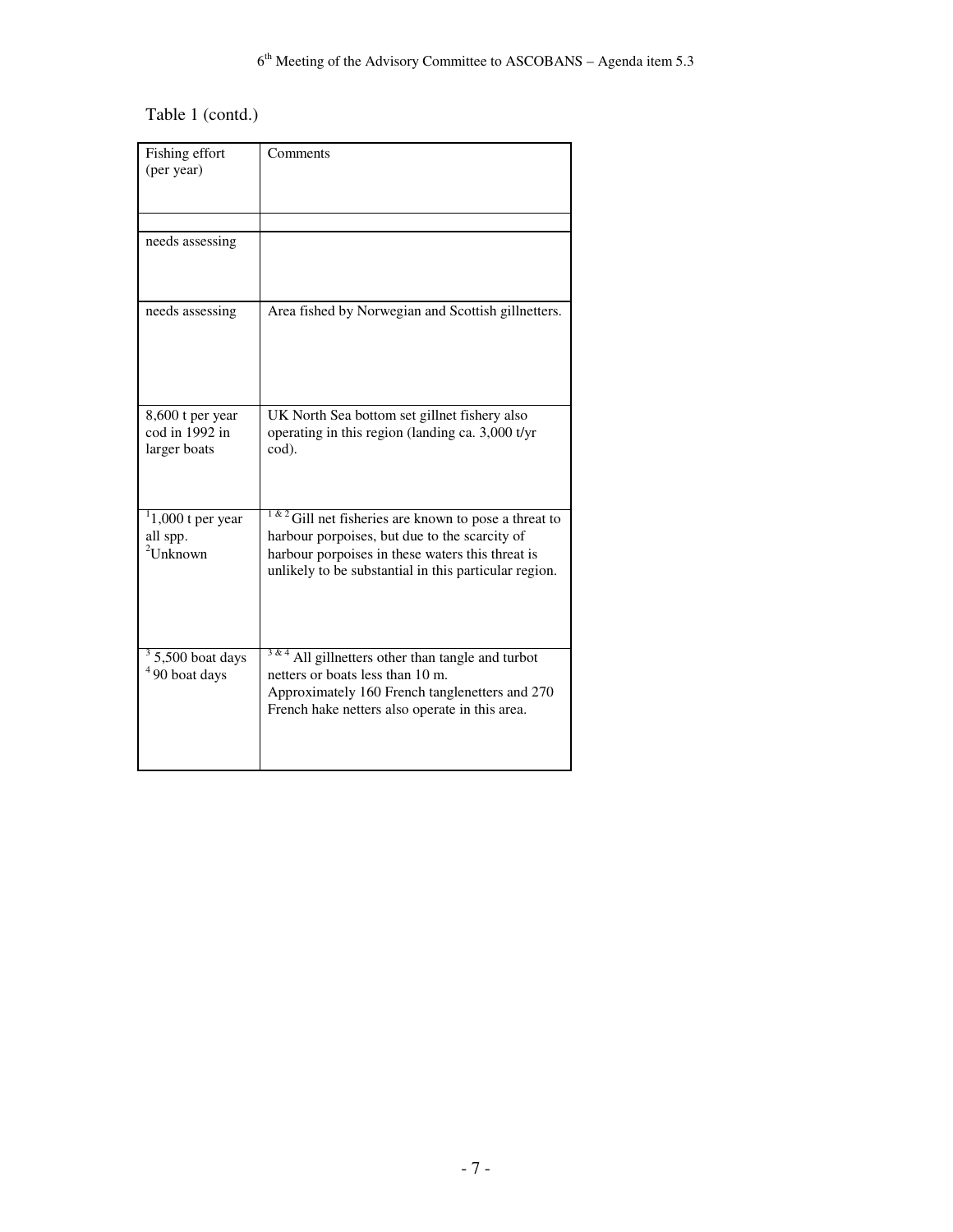Table 1 (contd.)

| Fishing effort (per year) | Comments |
|---|---|
| | |
| needs assessing | |
| needs assessing | Area fished by Norwegian and Scottish gillnetters. |
| 8,600 t per year cod in 1992 in larger boats | UK North Sea bottom set gillnet fishery also operating in this region (landing ca. 3,000 t/yr cod). |
| [1]1,000 t per year all spp.<br>[2]Unknown | [1 & 2] Gill net fisheries are known to pose a threat to harbour porpoises, but due to the scarcity of harbour porpoises in these waters this threat is unlikely to be substantial in this particular region. |
| [3] 5,500 boat days<br>[4] 90 boat days | [3 & 4] All gillnetters other than tangle and turbot netters or boats less than 10 m.<br>Approximately 160 French tanglenetters and 270 French hake netters also operate in this area. |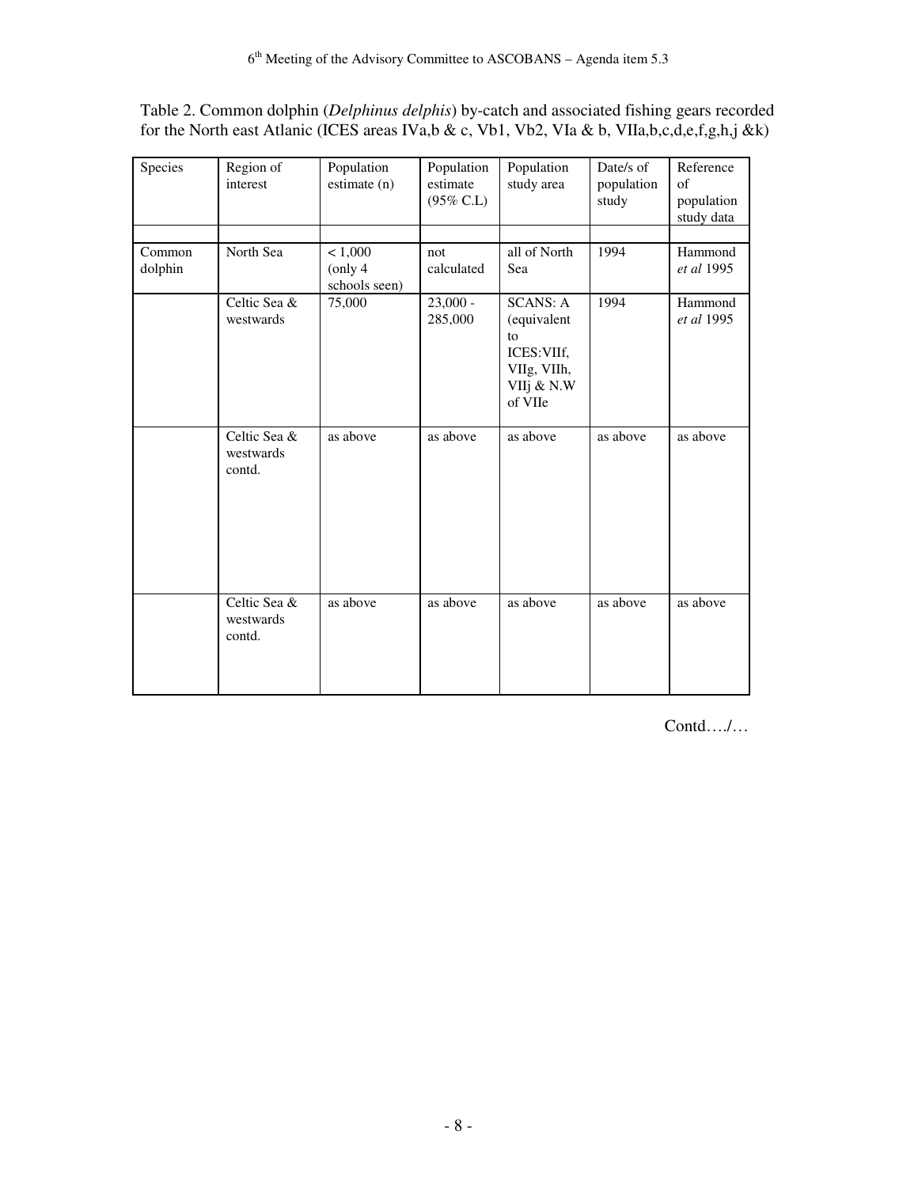Table 2. Common dolphin (*Delphinus delphis*) by-catch and associated fishing gears recorded for the North east Atlanic (ICES areas IVa,b & c, Vb1, Vb2, VIa & b, VIIa,b,c,d,e,f,g,h,j &k)

| Species | Region of interest | Population estimate (n) | Population estimate (95% C.L) | Population study area | Date/s of population study | Reference of population study data |
|---|---|---|---|---|---|---|
| | | | | | | |
| Common dolphin | North Sea | < 1,000 (only 4 schools seen) | not calculated | all of North Sea | 1994 | Hammond *et al* 1995 |
| | Celtic Sea & westwards | 75,000 | 23,000 - 285,000 | SCANS: A (equivalent to ICES:VIIf, VIIg, VIIh, VIIj & N.W of VIIe | 1994 | Hammond *et al* 1995 |
| | Celtic Sea & westwards contd. | as above | as above | as above | as above | as above |
| | Celtic Sea & westwards contd. | as above | as above | as above | as above | as above |

Contd…./…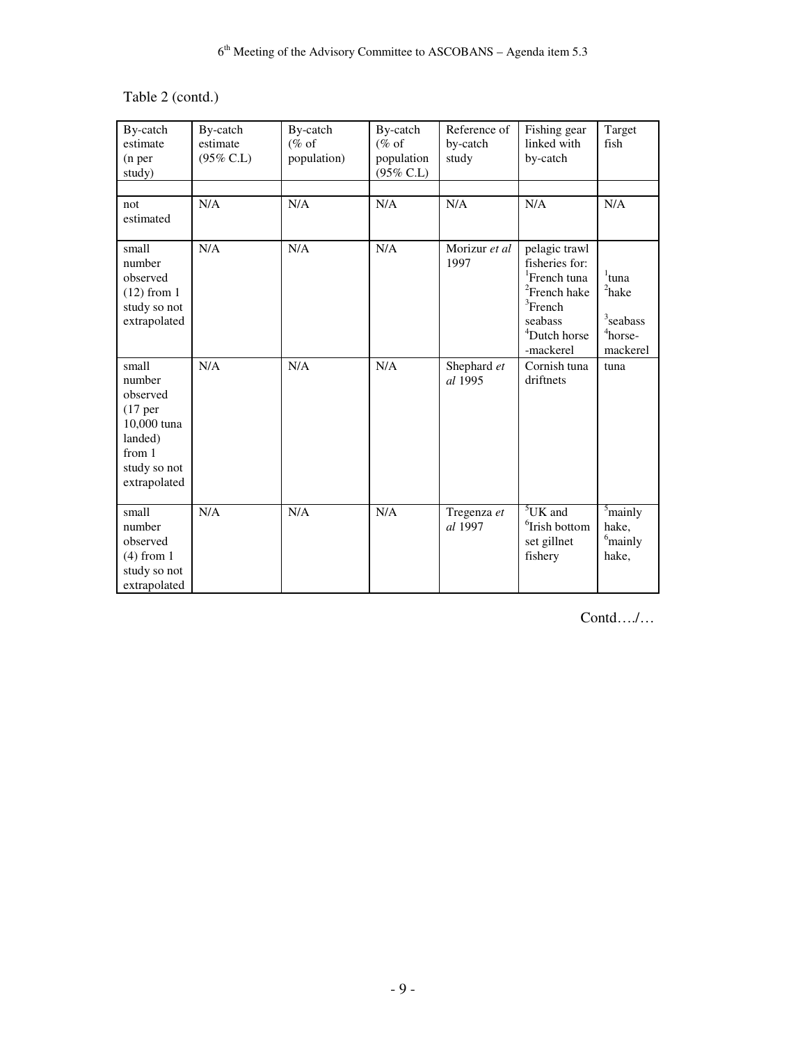Table 2 (contd.)

| By-catch estimate (n per study) | By-catch estimate (95% C.L) | By-catch (% of population) | By-catch (% of population (95% C.L) | Reference of by-catch study | Fishing gear linked with by-catch | Target fish |
|---|---|---|---|---|---|---|
| | | | | | | |
| not estimated | N/A | N/A | N/A | N/A | N/A | N/A |
| small number observed (12) from 1 study so not extrapolated | N/A | N/A | N/A | Morizur *et al* 1997 | pelagic trawl fisheries for: [1]French tuna [2]French hake [3]French seabass [4]Dutch horse -mackerel | [1]tuna [2]hake [3]seabass [4]horse-mackerel |
| small number observed (17 per 10,000 tuna landed) from 1 study so not extrapolated | N/A | N/A | N/A | Shephard *et al* 1995 | Cornish tuna driftnets | tuna |
| small number observed (4) from 1 study so not extrapolated | N/A | N/A | N/A | Tregenza *et al* 1997 | [5]UK and [6]Irish bottom set gillnet fishery | [5]mainly hake, [6]mainly hake, |

Contd…./…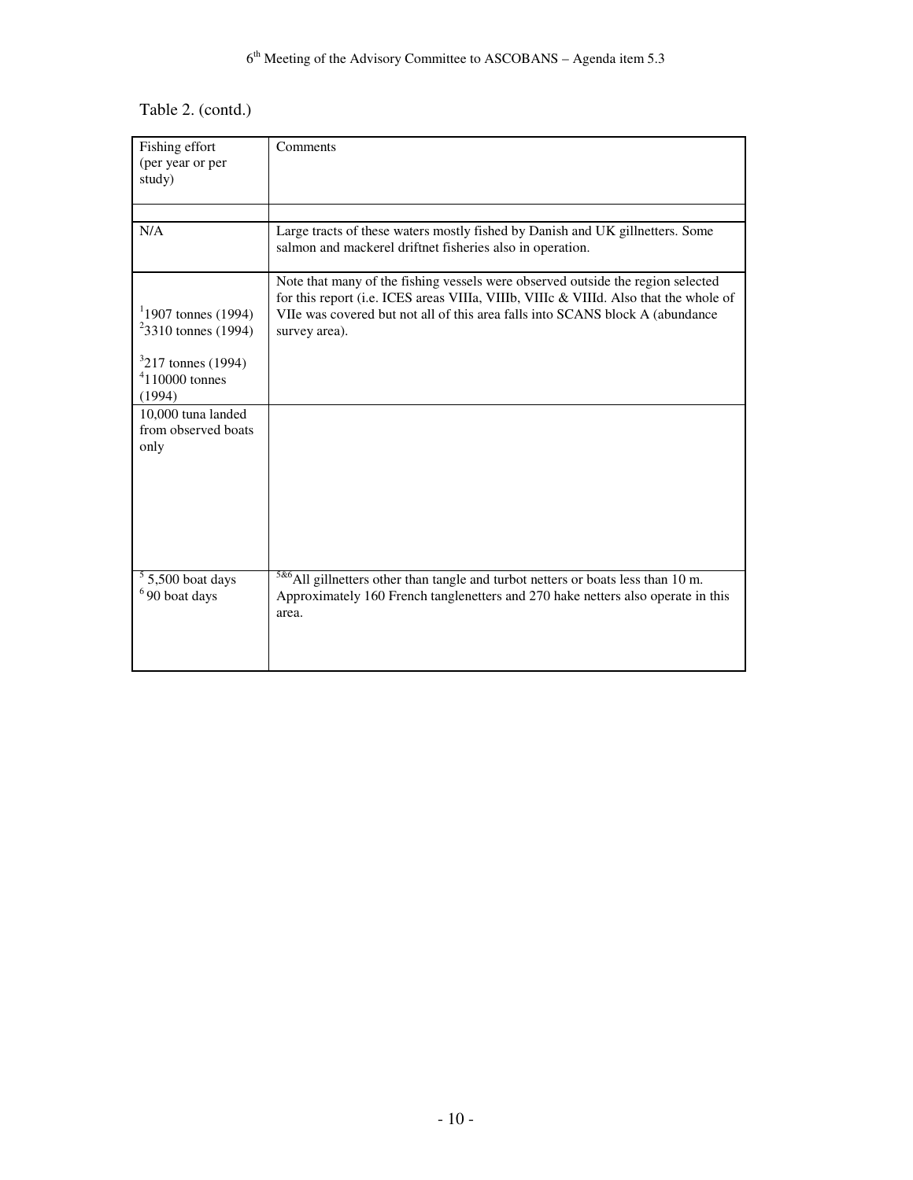Table 2. (contd.)

| Fishing effort (per year or per study) | Comments |
|---|---|
| | |
| N/A | Large tracts of these waters mostly fished by Danish and UK gillnetters. Some salmon and mackerel driftnet fisheries also in operation. |
| [1]1907 tonnes (1994)<br>[2]3310 tonnes (1994)<br>[3]217 tonnes (1994)<br>[4]110000 tonnes (1994) | Note that many of the fishing vessels were observed outside the region selected for this report (i.e. ICES areas VIIIa, VIIIb, VIIIc & VIIId. Also that the whole of VIIe was covered but not all of this area falls into SCANS block A (abundance survey area). |
| 10,000 tuna landed from observed boats only | |
| [5] 5,500 boat days<br>[6] 90 boat days | [5&6]All gillnetters other than tangle and turbot netters or boats less than 10 m. Approximately 160 French tanglenetters and 270 hake netters also operate in this area. |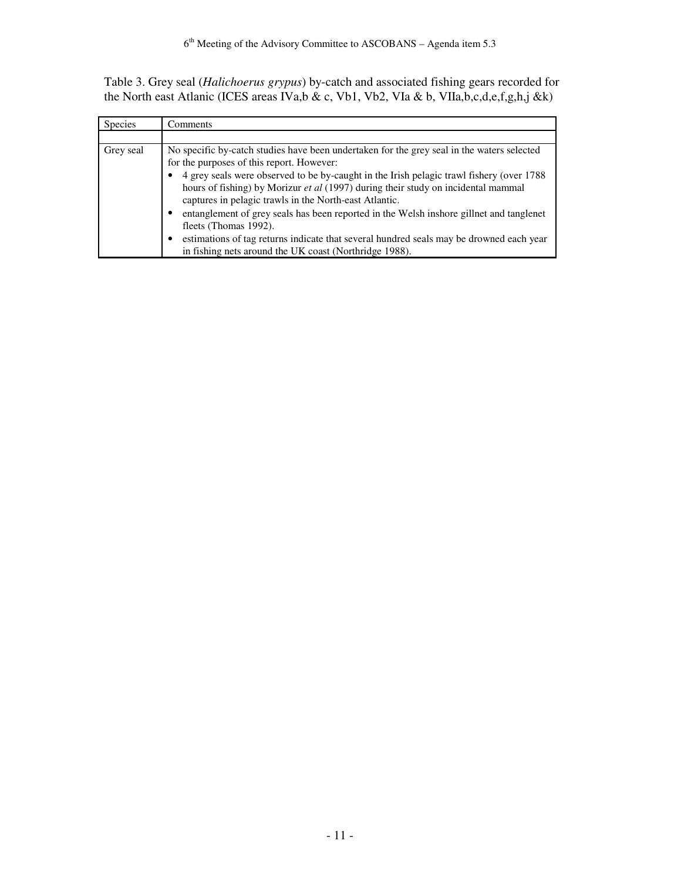Table 3. Grey seal (*Halichoerus grypus*) by-catch and associated fishing gears recorded for the North east Atlanic (ICES areas IVa,b & c, Vb1, Vb2, VIa & b, VIIa,b,c,d,e,f,g,h,j &k)

| Species | Comments |
| --- | --- |
| | |
| Grey seal | No specific by-catch studies have been undertaken for the grey seal in the waters selected for the purposes of this report. However:<br>• 4 grey seals were observed to be by-caught in the Irish pelagic trawl fishery (over 1788 hours of fishing) by Morizur *et al* (1997) during their study on incidental mammal captures in pelagic trawls in the North-east Atlantic.<br>• entanglement of grey seals has been reported in the Welsh inshore gillnet and tanglenet fleets (Thomas 1992).<br>• estimations of tag returns indicate that several hundred seals may be drowned each year in fishing nets around the UK coast (Northridge 1988). |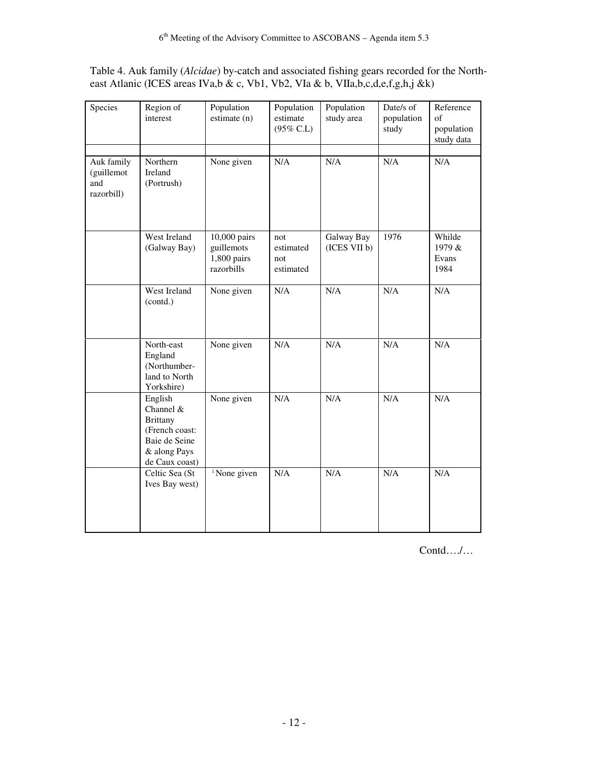Table 4. Auk family (*Alcidae*) by-catch and associated fishing gears recorded for the North-east Atlantic (ICES areas IVa,b & c, Vb1, Vb2, VIa & b, VIIa,b,c,d,e,f,g,h,j &k)

| Species | Region of interest | Population estimate (n) | Population estimate (95% C.L) | Population study area | Date/s of population study | Reference of population study data |
|---|---|---|---|---|---|---|
| | | | | | | |
| Auk family (guillemot and razorbill) | Northern Ireland (Portrush) | None given | N/A | N/A | N/A | N/A |
| | West Ireland (Galway Bay) | 10,000 pairs guillemots 1,800 pairs razorbills | not estimated not estimated | Galway Bay (ICES VII b) | 1976 | Whilde 1979 & Evans 1984 |
| | West Ireland (contd.) | None given | N/A | N/A | N/A | N/A |
| | North-east England (Northumber-land to North Yorkshire) | None given | N/A | N/A | N/A | N/A |
| | English Channel & Brittany (French coast: Baie de Seine & along Pays de Caux coast) | None given | N/A | N/A | N/A | N/A |
| | Celtic Sea (St Ives Bay west) | [1] None given | N/A | N/A | N/A | N/A |

Contd…./…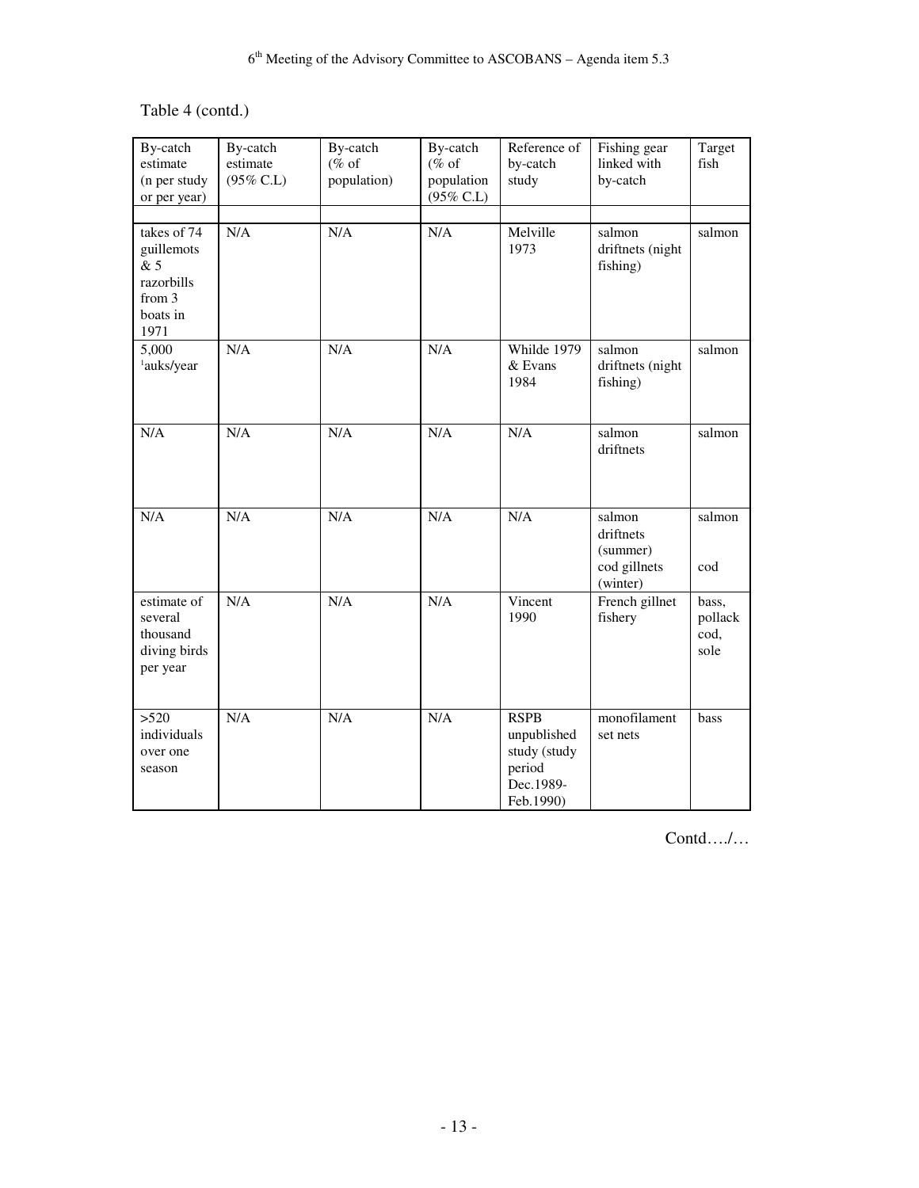Table 4 (contd.)

| By-catch estimate (n per study or per year) | By-catch estimate (95% C.L) | By-catch (% of population) | By-catch (% of population (95% C.L) | Reference of by-catch study | Fishing gear linked with by-catch | Target fish |
|---|---|---|---|---|---|---|
| | | | | | | |
| takes of 74 guillemots & 5 razorbills from 3 boats in 1971 | N/A | N/A | N/A | Melville 1973 | salmon driftnets (night fishing) | salmon |
| 5,000 [1]auks/year | N/A | N/A | N/A | Whilde 1979 & Evans 1984 | salmon driftnets (night fishing) | salmon |
| N/A | N/A | N/A | N/A | N/A | salmon driftnets | salmon |
| N/A | N/A | N/A | N/A | N/A | salmon driftnets (summer) cod gillnets (winter) | salmon cod |
| estimate of several thousand diving birds per year | N/A | N/A | N/A | Vincent 1990 | French gillnet fishery | bass, pollack cod, sole |
| >520 individuals over one season | N/A | N/A | N/A | RSPB unpublished study (study period Dec.1989-Feb.1990) | monofilament set nets | bass |

Contd…./…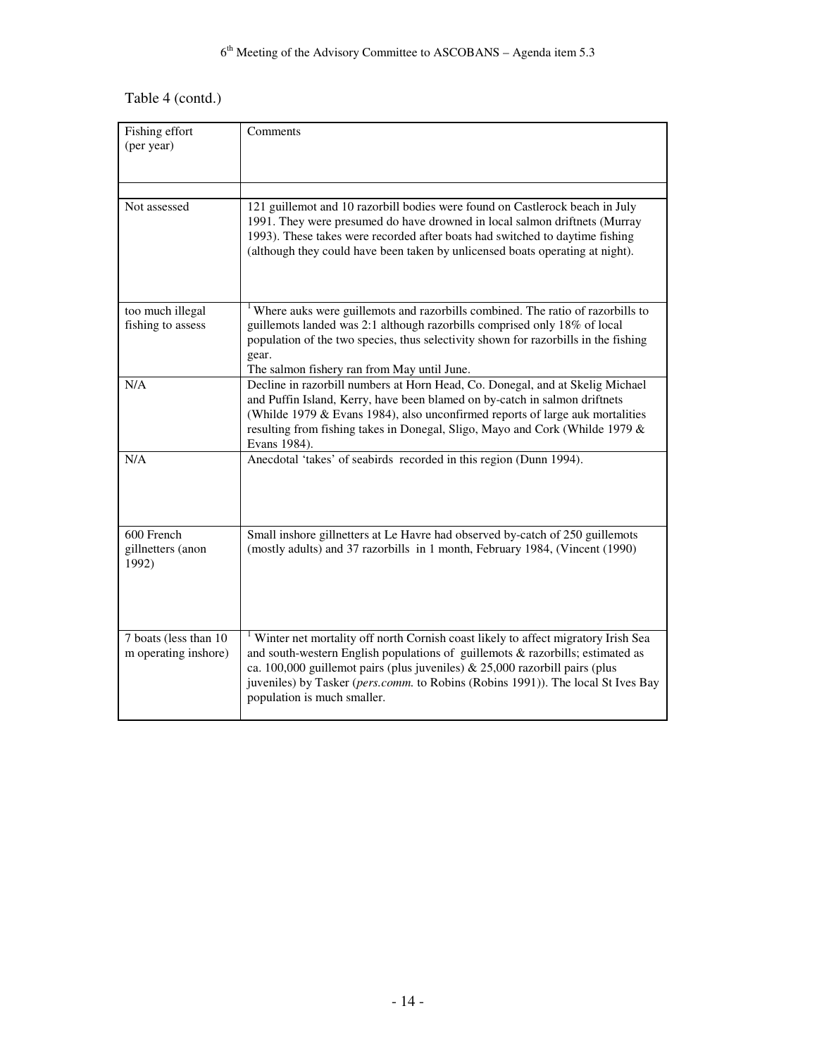Table 4 (contd.)

| Fishing effort (per year) | Comments |
|---|---|
| | |
| Not assessed | 121 guillemot and 10 razorbill bodies were found on Castlerock beach in July 1991. They were presumed do have drowned in local salmon driftnets (Murray 1993). These takes were recorded after boats had switched to daytime fishing (although they could have been taken by unlicensed boats operating at night). |
| too much illegal fishing to assess | [1] Where auks were guillemots and razorbills combined. The ratio of razorbills to guillemots landed was 2:1 although razorbills comprised only 18% of local population of the two species, thus selectivity shown for razorbills in the fishing gear.<br>The salmon fishery ran from May until June. |
| N/A | Decline in razorbill numbers at Horn Head, Co. Donegal, and at Skelig Michael and Puffin Island, Kerry, have been blamed on by-catch in salmon driftnets (Whilde 1979 & Evans 1984), also unconfirmed reports of large auk mortalities resulting from fishing takes in Donegal, Sligo, Mayo and Cork (Whilde 1979 & Evans 1984). |
| N/A | Anecdotal 'takes' of seabirds recorded in this region (Dunn 1994). |
| 600 French gillnetters (anon 1992) | Small inshore gillnetters at Le Havre had observed by-catch of 250 guillemots (mostly adults) and 37 razorbills in 1 month, February 1984, (Vincent (1990) |
| 7 boats (less than 10 m operating inshore) | [1] Winter net mortality off north Cornish coast likely to affect migratory Irish Sea and south-western English populations of guillemots & razorbills; estimated as ca. 100,000 guillemot pairs (plus juveniles) & 25,000 razorbill pairs (plus juveniles) by Tasker (*pers.comm.* to Robins (Robins 1991)). The local St Ives Bay population is much smaller. |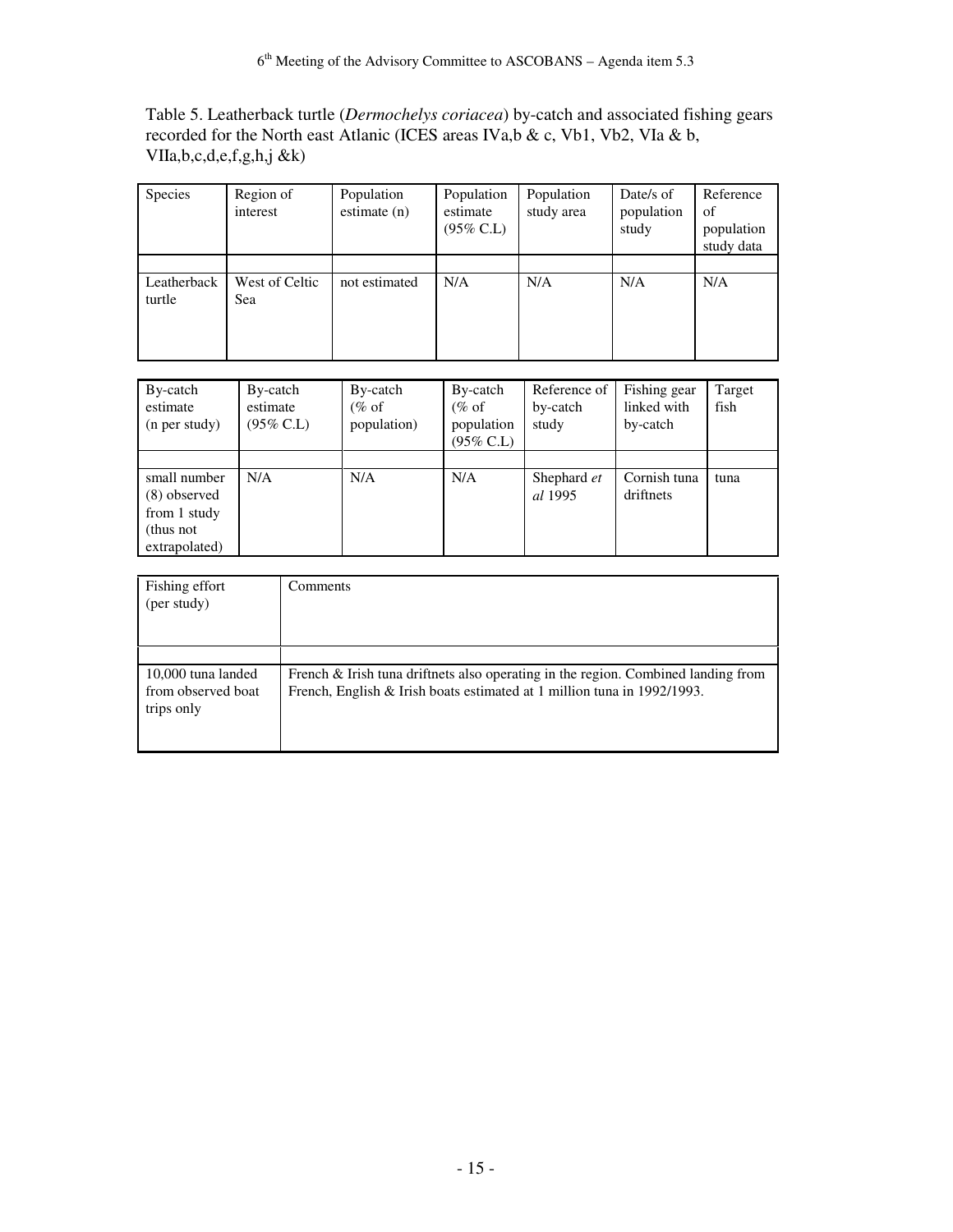Table 5. Leatherback turtle (*Dermochelys coriacea*) by-catch and associated fishing gears recorded for the North east Atlanic (ICES areas IVa,b & c, Vb1, Vb2, VIa & b, VIIa,b,c,d,e,f,g,h,j &k)

| Species | Region of interest | Population estimate (n) | Population estimate (95% C.L) | Population study area | Date/s of population study | Reference of population study data |
|---|---|---|---|---|---|---|
| | | | | | | |
| Leatherback turtle | West of Celtic Sea | not estimated | N/A | N/A | N/A | N/A |

| By-catch estimate (n per study) | By-catch estimate (95% C.L) | By-catch (% of population) | By-catch (% of population (95% C.L) | Reference of by-catch study | Fishing gear linked with by-catch | Target fish |
|---|---|---|---|---|---|---|
| | | | | | | |
| small number (8) observed from 1 study (thus not extrapolated) | N/A | N/A | N/A | Shephard *et al* 1995 | Cornish tuna driftnets | tuna |

| Fishing effort (per study) | Comments |
|---|---|
| | |
| 10,000 tuna landed from observed boat trips only | French & Irish tuna driftnets also operating in the region. Combined landing from French, English & Irish boats estimated at 1 million tuna in 1992/1993. |